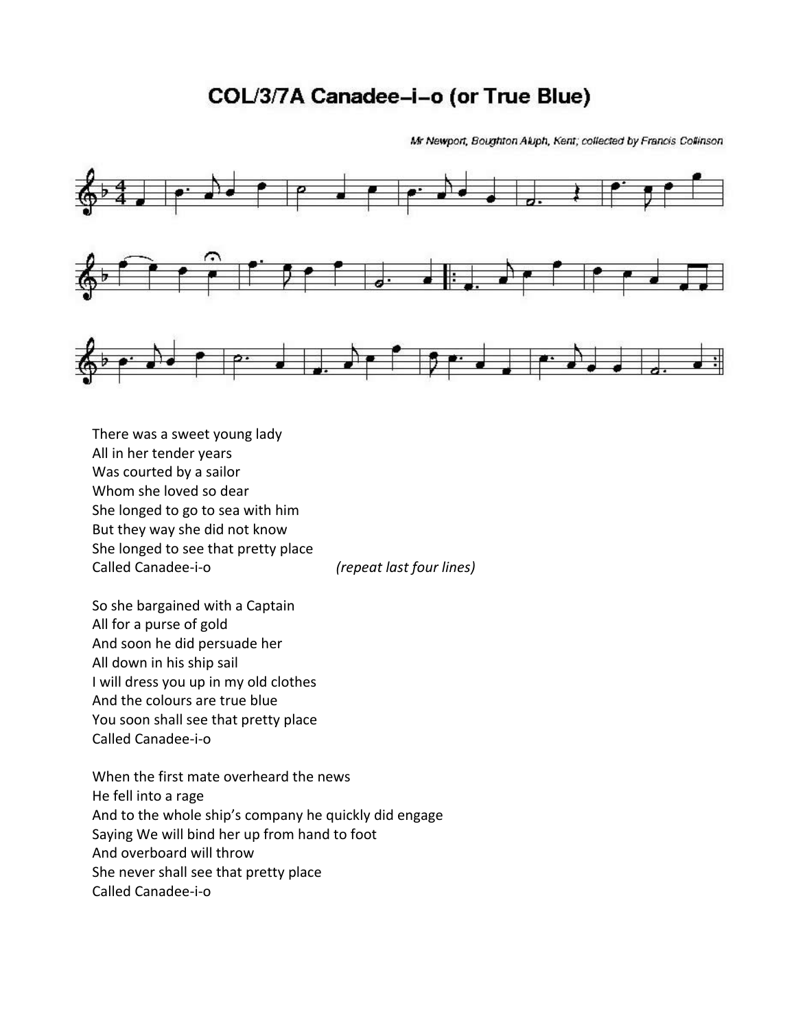# COL/3/7A Canadee-i-o (or True Blue)

Mr Newport, Boughton Aluph, Kent; collected by Francis Collinson

There was a sweet young lady
All in her tender years
Was courted by a sailor
Whom she loved so dear
She longed to go to sea with him
But they way she did not know
She longed to see that pretty place
Called Canadee-i-o *(repeat last four lines)*

So she bargained with a Captain
All for a purse of gold
And soon he did persuade her
All down in his ship sail
I will dress you up in my old clothes
And the colours are true blue
You soon shall see that pretty place
Called Canadee-i-o

When the first mate overheard the news
He fell into a rage
And to the whole ship's company he quickly did engage
Saying We will bind her up from hand to foot
And overboard will throw
She never shall see that pretty place
Called Canadee-i-o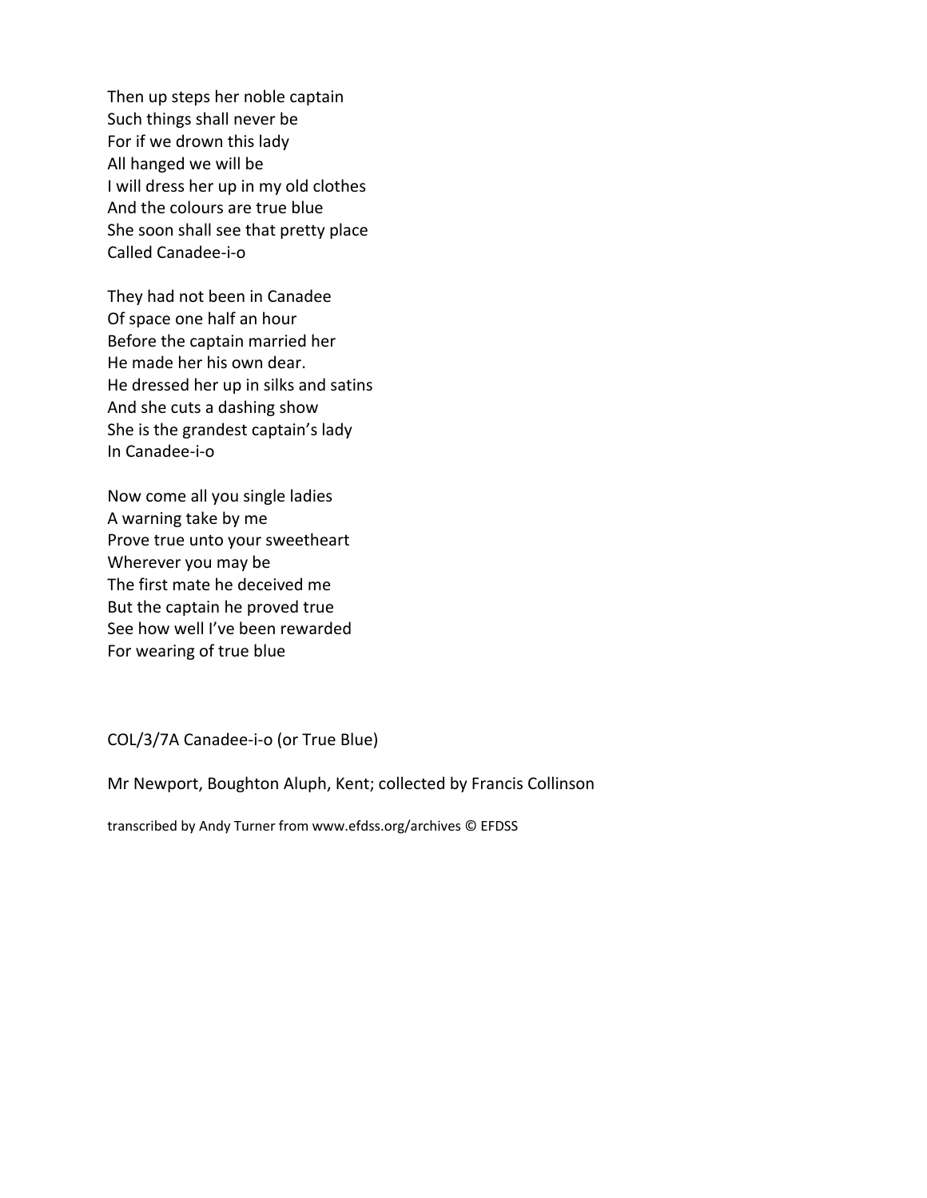Then up steps her noble captain
Such things shall never be
For if we drown this lady
All hanged we will be
I will dress her up in my old clothes
And the colours are true blue
She soon shall see that pretty place
Called Canadee-i-o

They had not been in Canadee
Of space one half an hour
Before the captain married her
He made her his own dear.
He dressed her up in silks and satins
And she cuts a dashing show
She is the grandest captain's lady
In Canadee-i-o

Now come all you single ladies
A warning take by me
Prove true unto your sweetheart
Wherever you may be
The first mate he deceived me
But the captain he proved true
See how well I've been rewarded
For wearing of true blue

COL/3/7A Canadee-i-o (or True Blue)

Mr Newport, Boughton Aluph, Kent; collected by Francis Collinson

transcribed by Andy Turner from www.efdss.org/archives © EFDSS